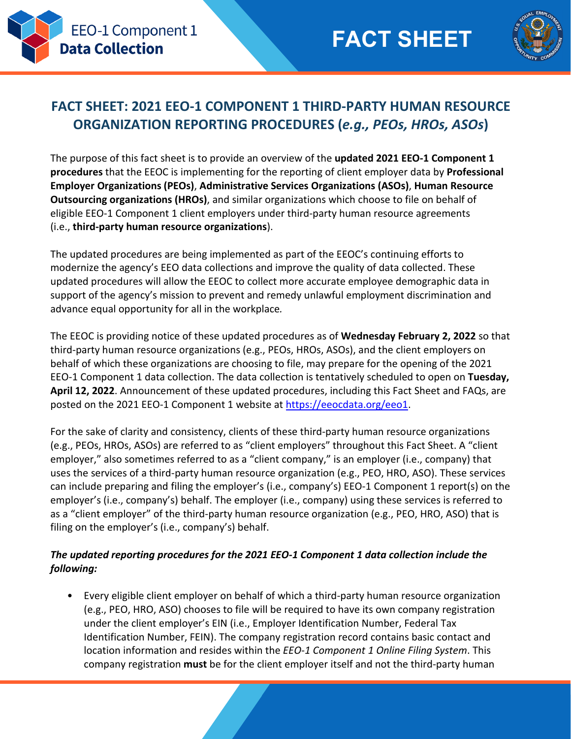# FACT SHEET: 2021 EEO-1 COMPONENT 1 THIRD-PARTY HUMAN RESOURCE ORGANIZATION REPORTING PROCEDURES (*e.g., PEOs, HROs, ASOs*)

The purpose of this fact sheet is to provide an overview of the **updated 2021 EEO-1 Component 1 procedures** that the EEOC is implementing for the reporting of client employer data by **Professional Employer Organizations (PEOs)**, **Administrative Services Organizations (ASOs)**, **Human Resource Outsourcing organizations (HROs)**, and similar organizations which choose to file on behalf of eligible EEO-1 Component 1 client employers under third-party human resource agreements (i.e., **third-party human resource organizations**).

The updated procedures are being implemented as part of the EEOC's continuing efforts to modernize the agency's EEO data collections and improve the quality of data collected. These updated procedures will allow the EEOC to collect more accurate employee demographic data in support of the agency's mission to prevent and remedy unlawful employment discrimination and advance equal opportunity for all in the workplace.

The EEOC is providing notice of these updated procedures as of **Wednesday February 2, 2022** so that third-party human resource organizations (e.g., PEOs, HROs, ASOs), and the client employers on behalf of which these organizations are choosing to file, may prepare for the opening of the 2021 EEO-1 Component 1 data collection. The data collection is tentatively scheduled to open on **Tuesday, April 12, 2022**. Announcement of these updated procedures, including this Fact Sheet and FAQs, are posted on the 2021 EEO-1 Component 1 website at https://eeocdata.org/eeo1.

For the sake of clarity and consistency, clients of these third-party human resource organizations (e.g., PEOs, HROs, ASOs) are referred to as "client employers" throughout this Fact Sheet. A "client employer," also sometimes referred to as a "client company," is an employer (i.e., company) that uses the services of a third-party human resource organization (e.g., PEO, HRO, ASO). These services can include preparing and filing the employer's (i.e., company's) EEO-1 Component 1 report(s) on the employer's (i.e., company's) behalf. The employer (i.e., company) using these services is referred to as a "client employer" of the third-party human resource organization (e.g., PEO, HRO, ASO) that is filing on the employer's (i.e., company's) behalf.

***The updated reporting procedures for the 2021 EEO-1 Component 1 data collection include the following:***

- Every eligible client employer on behalf of which a third-party human resource organization (e.g., PEO, HRO, ASO) chooses to file will be required to have its own company registration under the client employer's EIN (i.e., Employer Identification Number, Federal Tax Identification Number, FEIN). The company registration record contains basic contact and location information and resides within the *EEO-1 Component 1 Online Filing System*. This company registration **must** be for the client employer itself and not the third-party human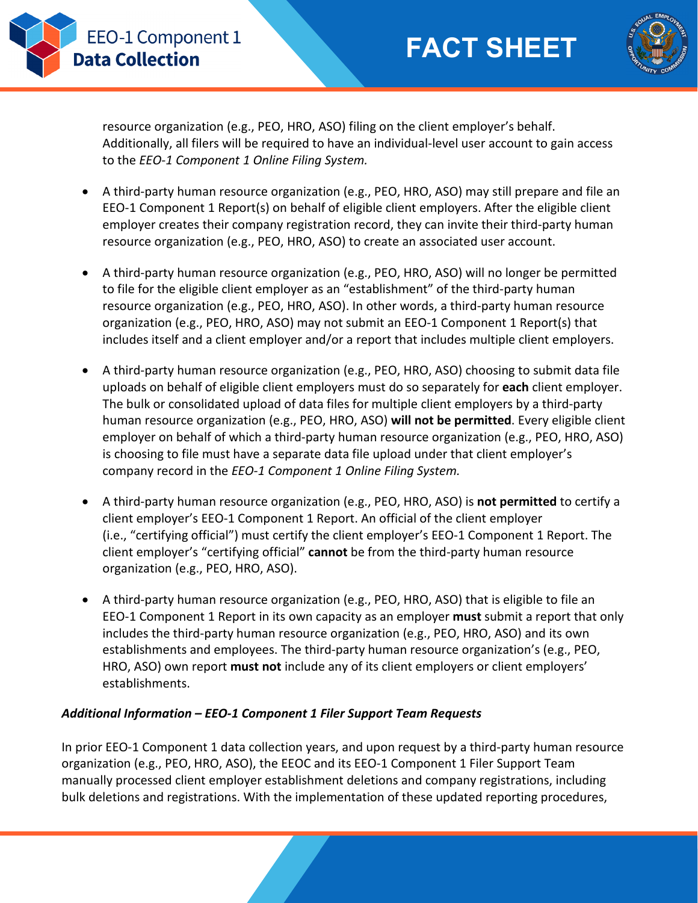resource organization (e.g., PEO, HRO, ASO) filing on the client employer's behalf. Additionally, all filers will be required to have an individual-level user account to gain access to the *EEO-1 Component 1 Online Filing System.*

- A third-party human resource organization (e.g., PEO, HRO, ASO) may still prepare and file an EEO-1 Component 1 Report(s) on behalf of eligible client employers. After the eligible client employer creates their company registration record, they can invite their third-party human resource organization (e.g., PEO, HRO, ASO) to create an associated user account.

- A third-party human resource organization (e.g., PEO, HRO, ASO) will no longer be permitted to file for the eligible client employer as an "establishment" of the third-party human resource organization (e.g., PEO, HRO, ASO). In other words, a third-party human resource organization (e.g., PEO, HRO, ASO) may not submit an EEO-1 Component 1 Report(s) that includes itself and a client employer and/or a report that includes multiple client employers.

- A third-party human resource organization (e.g., PEO, HRO, ASO) choosing to submit data file uploads on behalf of eligible client employers must do so separately for **each** client employer. The bulk or consolidated upload of data files for multiple client employers by a third-party human resource organization (e.g., PEO, HRO, ASO) **will not be permitted**. Every eligible client employer on behalf of which a third-party human resource organization (e.g., PEO, HRO, ASO) is choosing to file must have a separate data file upload under that client employer's company record in the *EEO-1 Component 1 Online Filing System.*

- A third-party human resource organization (e.g., PEO, HRO, ASO) is **not permitted** to certify a client employer's EEO-1 Component 1 Report. An official of the client employer (i.e., "certifying official") must certify the client employer's EEO-1 Component 1 Report. The client employer's "certifying official" **cannot** be from the third-party human resource organization (e.g., PEO, HRO, ASO).

- A third-party human resource organization (e.g., PEO, HRO, ASO) that is eligible to file an EEO-1 Component 1 Report in its own capacity as an employer **must** submit a report that only includes the third-party human resource organization (e.g., PEO, HRO, ASO) and its own establishments and employees. The third-party human resource organization's (e.g., PEO, HRO, ASO) own report **must not** include any of its client employers or client employers' establishments.

***Additional Information – EEO-1 Component 1 Filer Support Team Requests***

In prior EEO-1 Component 1 data collection years, and upon request by a third-party human resource organization (e.g., PEO, HRO, ASO), the EEOC and its EEO-1 Component 1 Filer Support Team manually processed client employer establishment deletions and company registrations, including bulk deletions and registrations. With the implementation of these updated reporting procedures,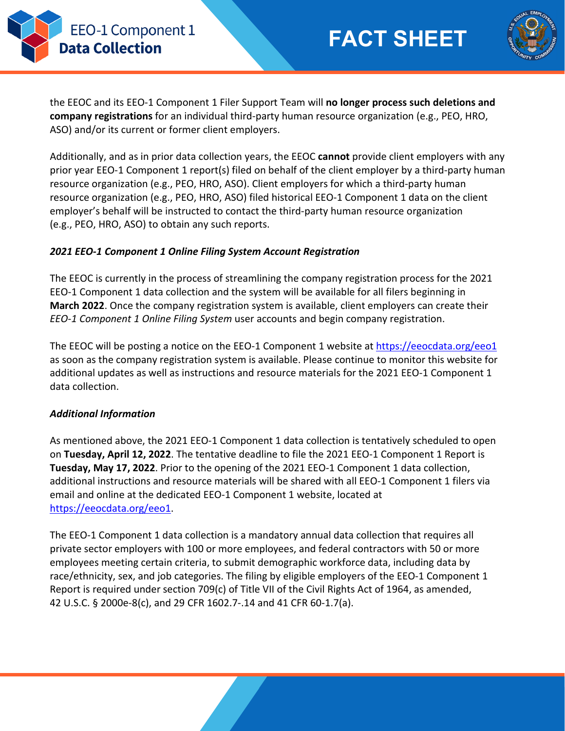the EEOC and its EEO-1 Component 1 Filer Support Team will **no longer process such deletions and company registrations** for an individual third-party human resource organization (e.g., PEO, HRO, ASO) and/or its current or former client employers.

Additionally, and as in prior data collection years, the EEOC **cannot** provide client employers with any prior year EEO-1 Component 1 report(s) filed on behalf of the client employer by a third-party human resource organization (e.g., PEO, HRO, ASO). Client employers for which a third-party human resource organization (e.g., PEO, HRO, ASO) filed historical EEO-1 Component 1 data on the client employer's behalf will be instructed to contact the third-party human resource organization (e.g., PEO, HRO, ASO) to obtain any such reports.

***2021 EEO-1 Component 1 Online Filing System Account Registration***

The EEOC is currently in the process of streamlining the company registration process for the 2021 EEO-1 Component 1 data collection and the system will be available for all filers beginning in **March 2022**. Once the company registration system is available, client employers can create their *EEO-1 Component 1 Online Filing System* user accounts and begin company registration.

The EEOC will be posting a notice on the EEO-1 Component 1 website at https://eeocdata.org/eeo1 as soon as the company registration system is available. Please continue to monitor this website for additional updates as well as instructions and resource materials for the 2021 EEO-1 Component 1 data collection.

***Additional Information***

As mentioned above, the 2021 EEO-1 Component 1 data collection is tentatively scheduled to open on **Tuesday, April 12, 2022**. The tentative deadline to file the 2021 EEO-1 Component 1 Report is **Tuesday, May 17, 2022**. Prior to the opening of the 2021 EEO-1 Component 1 data collection, additional instructions and resource materials will be shared with all EEO-1 Component 1 filers via email and online at the dedicated EEO-1 Component 1 website, located at https://eeocdata.org/eeo1.

The EEO-1 Component 1 data collection is a mandatory annual data collection that requires all private sector employers with 100 or more employees, and federal contractors with 50 or more employees meeting certain criteria, to submit demographic workforce data, including data by race/ethnicity, sex, and job categories. The filing by eligible employers of the EEO-1 Component 1 Report is required under section 709(c) of Title VII of the Civil Rights Act of 1964, as amended, 42 U.S.C. § 2000e-8(c), and 29 CFR 1602.7-.14 and 41 CFR 60-1.7(a).